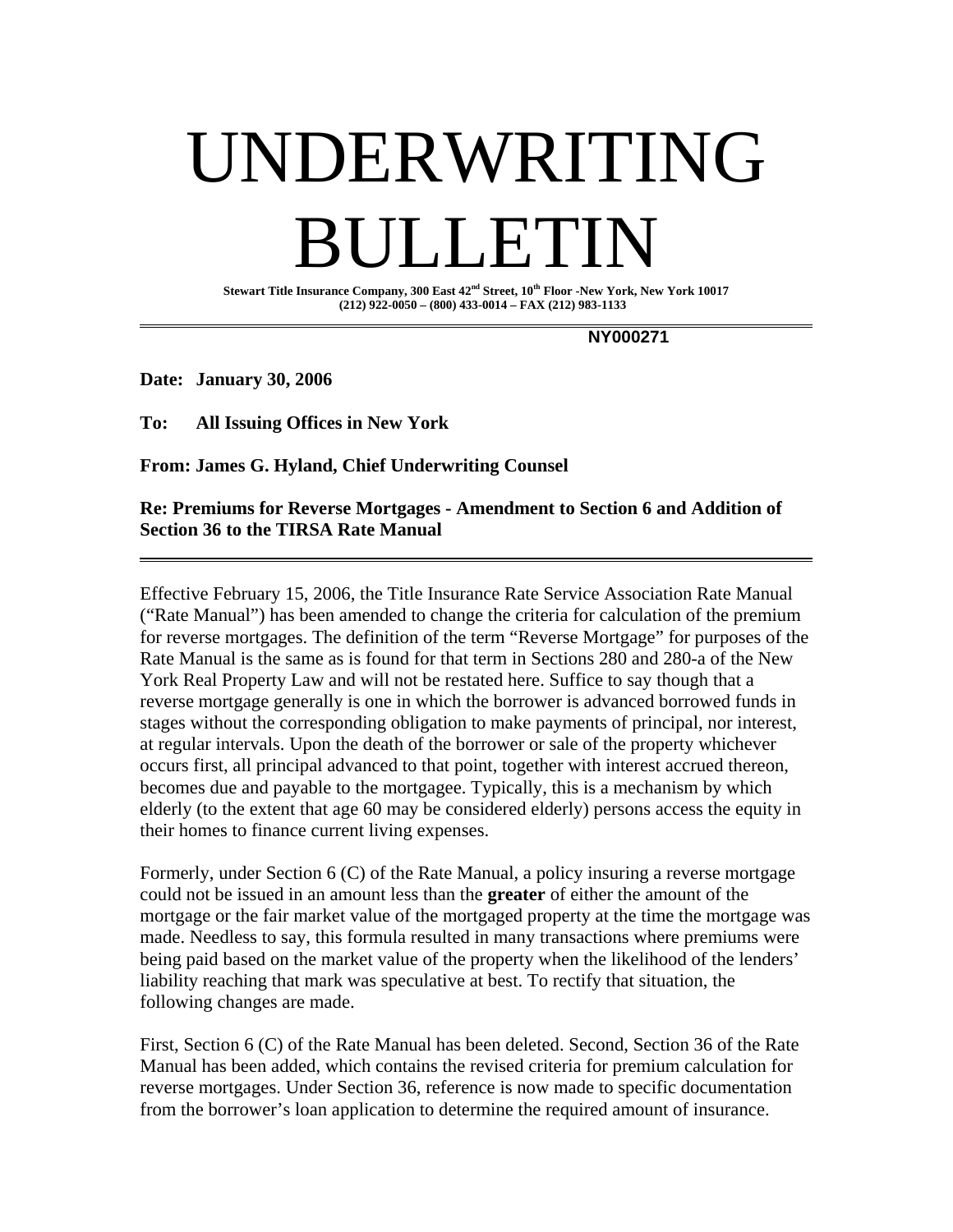# UNDERWRITING BULLETIN

**Stewart Title Insurance Company, 300 East 42nd Street, 10th Floor -New York, New York 10017**
**(212) 922-0050 – (800) 433-0014 – FAX (212) 983-1133**

---

**NY000271**

**Date: January 30, 2006**

**To: All Issuing Offices in New York**

**From: James G. Hyland, Chief Underwriting Counsel**

**Re: Premiums for Reverse Mortgages - Amendment to Section 6 and Addition of Section 36 to the TIRSA Rate Manual**

---

Effective February 15, 2006, the Title Insurance Rate Service Association Rate Manual ("Rate Manual") has been amended to change the criteria for calculation of the premium for reverse mortgages. The definition of the term "Reverse Mortgage" for purposes of the Rate Manual is the same as is found for that term in Sections 280 and 280-a of the New York Real Property Law and will not be restated here. Suffice to say though that a reverse mortgage generally is one in which the borrower is advanced borrowed funds in stages without the corresponding obligation to make payments of principal, nor interest, at regular intervals. Upon the death of the borrower or sale of the property whichever occurs first, all principal advanced to that point, together with interest accrued thereon, becomes due and payable to the mortgagee. Typically, this is a mechanism by which elderly (to the extent that age 60 may be considered elderly) persons access the equity in their homes to finance current living expenses.

Formerly, under Section 6 (C) of the Rate Manual, a policy insuring a reverse mortgage could not be issued in an amount less than the **greater** of either the amount of the mortgage or the fair market value of the mortgaged property at the time the mortgage was made. Needless to say, this formula resulted in many transactions where premiums were being paid based on the market value of the property when the likelihood of the lenders' liability reaching that mark was speculative at best. To rectify that situation, the following changes are made.

First, Section 6 (C) of the Rate Manual has been deleted. Second, Section 36 of the Rate Manual has been added, which contains the revised criteria for premium calculation for reverse mortgages. Under Section 36, reference is now made to specific documentation from the borrower's loan application to determine the required amount of insurance.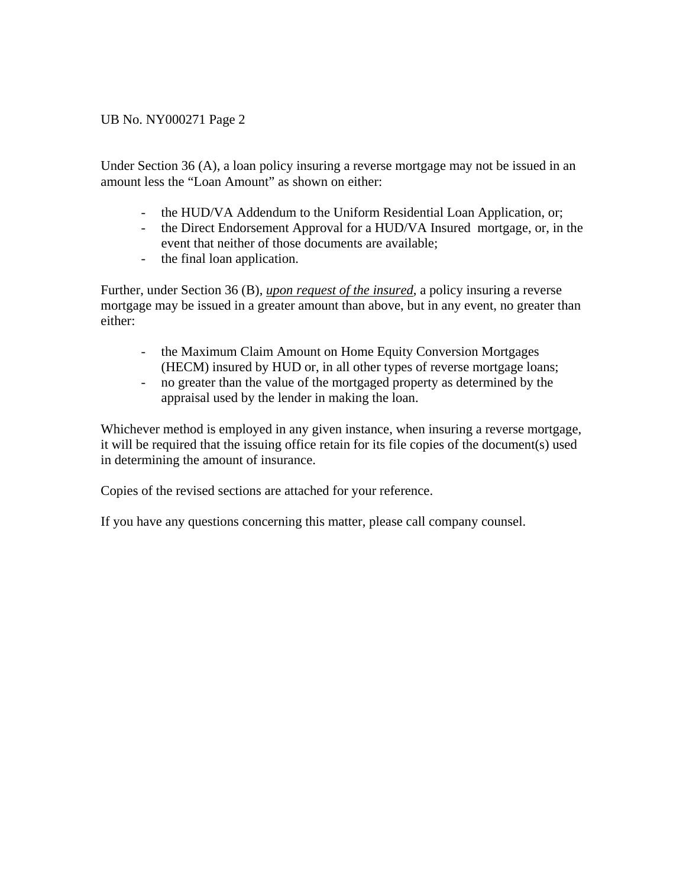Under Section 36 (A), a loan policy insuring a reverse mortgage may not be issued in an amount less the “Loan Amount” as shown on either:

- the HUD/VA Addendum to the Uniform Residential Loan Application, or;
- the Direct Endorsement Approval for a HUD/VA Insured mortgage, or, in the event that neither of those documents are available;
- the final loan application.

Further, under Section 36 (B), <u>*upon request of the insured*</u>, a policy insuring a reverse mortgage may be issued in a greater amount than above, but in any event, no greater than either:

- the Maximum Claim Amount on Home Equity Conversion Mortgages (HECM) insured by HUD or, in all other types of reverse mortgage loans;
- no greater than the value of the mortgaged property as determined by the appraisal used by the lender in making the loan.

Whichever method is employed in any given instance, when insuring a reverse mortgage, it will be required that the issuing office retain for its file copies of the document(s) used in determining the amount of insurance.

Copies of the revised sections are attached for your reference.

If you have any questions concerning this matter, please call company counsel.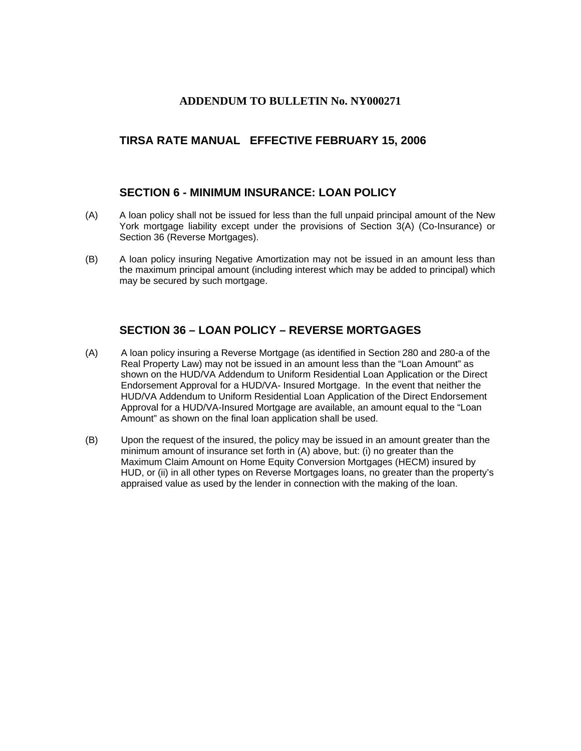**ADDENDUM TO BULLETIN No. NY000271**

## TIRSA RATE MANUAL EFFECTIVE FEBRUARY 15, 2006

### SECTION 6 - MINIMUM INSURANCE: LOAN POLICY

(A) A loan policy shall not be issued for less than the full unpaid principal amount of the New York mortgage liability except under the provisions of Section 3(A) (Co-Insurance) or Section 36 (Reverse Mortgages).

(B) A loan policy insuring Negative Amortization may not be issued in an amount less than the maximum principal amount (including interest which may be added to principal) which may be secured by such mortgage.

### SECTION 36 – LOAN POLICY – REVERSE MORTGAGES

(A) A loan policy insuring a Reverse Mortgage (as identified in Section 280 and 280-a of the Real Property Law) may not be issued in an amount less than the "Loan Amount" as shown on the HUD/VA Addendum to Uniform Residential Loan Application or the Direct Endorsement Approval for a HUD/VA- Insured Mortgage. In the event that neither the HUD/VA Addendum to Uniform Residential Loan Application of the Direct Endorsement Approval for a HUD/VA-Insured Mortgage are available, an amount equal to the "Loan Amount" as shown on the final loan application shall be used.

(B) Upon the request of the insured, the policy may be issued in an amount greater than the minimum amount of insurance set forth in (A) above, but: (i) no greater than the Maximum Claim Amount on Home Equity Conversion Mortgages (HECM) insured by HUD, or (ii) in all other types on Reverse Mortgages loans, no greater than the property's appraised value as used by the lender in connection with the making of the loan.